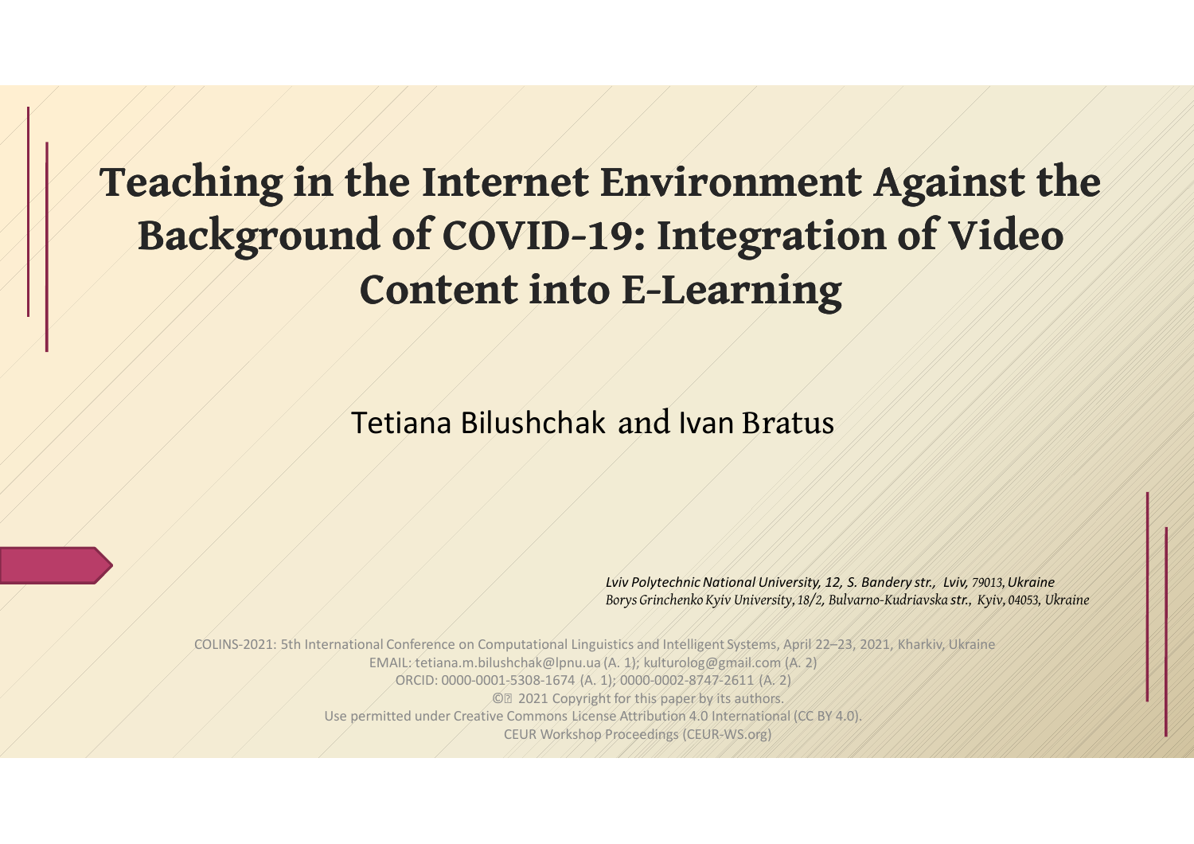# Teaching in the Internet Environment Against the Background of COVID-19: Integration of Video Content into E-Learning

Tetiana Bilushchak and Ivan Bratus

*Lviv Polytechnic National University, 12, S. Bandery str., Lviv, 79013, Ukraine*
*Borys Grinchenko Kyiv University, 18/2, Bulvarno-Kudriavska str., Kyiv, 04053, Ukraine*

COLINS-2021: 5th International Conference on Computational Linguistics and Intelligent Systems, April 22–23, 2021, Kharkiv, Ukraine
EMAIL: tetiana.m.bilushchak@lpnu.ua (A. 1); kulturolog@gmail.com (A. 2)
ORCID: 0000-0001-5308-1674 (A. 1); 0000-0002-8747-2611 (A. 2)
© 2021 Copyright for this paper by its authors.
Use permitted under Creative Commons License Attribution 4.0 International (CC BY 4.0).
CEUR Workshop Proceedings (CEUR-WS.org)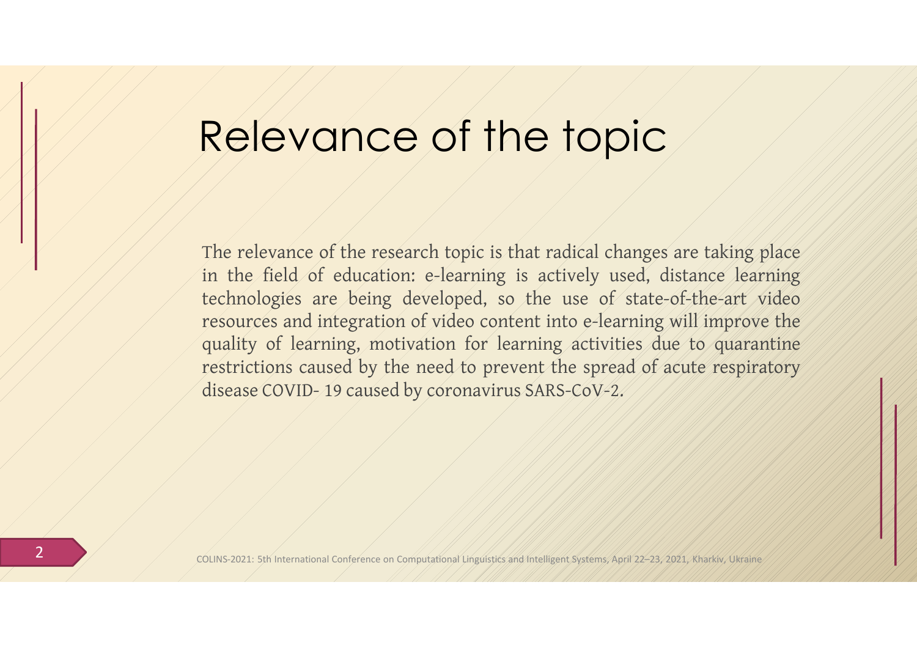# Relevance of the topic

The relevance of the research topic is that radical changes are taking place in the field of education: e-learning is actively used, distance learning technologies are being developed, so the use of state-of-the-art video resources and integration of video content into e-learning will improve the quality of learning, motivation for learning activities due to quarantine restrictions caused by the need to prevent the spread of acute respiratory disease COVID- 19 caused by coronavirus SARS-CoV-2.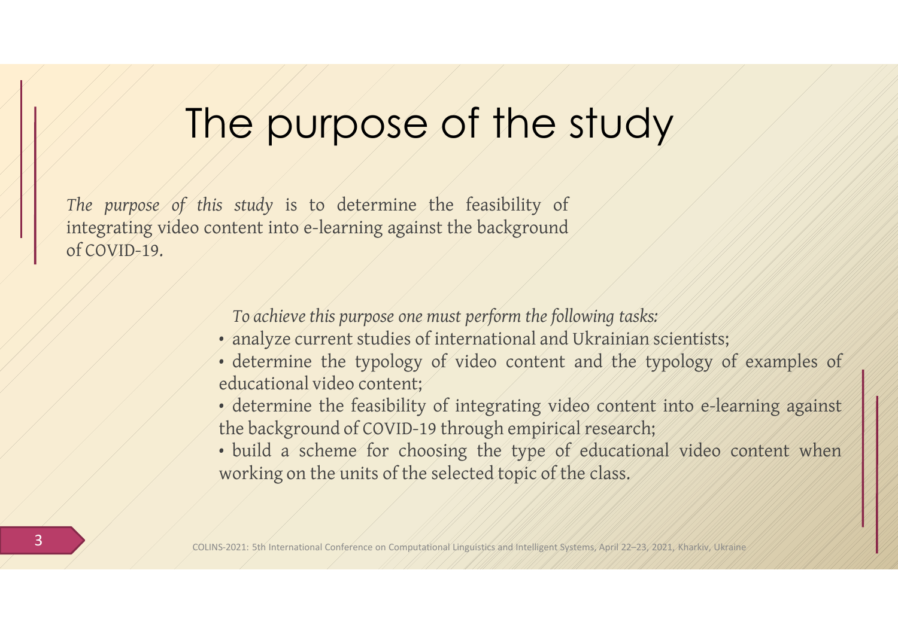# The purpose of the study

*The purpose of this study* is to determine the feasibility of integrating video content into e-learning against the background of COVID-19.

*To achieve this purpose one must perform the following tasks:*

- analyze current studies of international and Ukrainian scientists;
- determine the typology of video content and the typology of examples of educational video content;
- determine the feasibility of integrating video content into e-learning against the background of COVID-19 through empirical research;
- build a scheme for choosing the type of educational video content when working on the units of the selected topic of the class.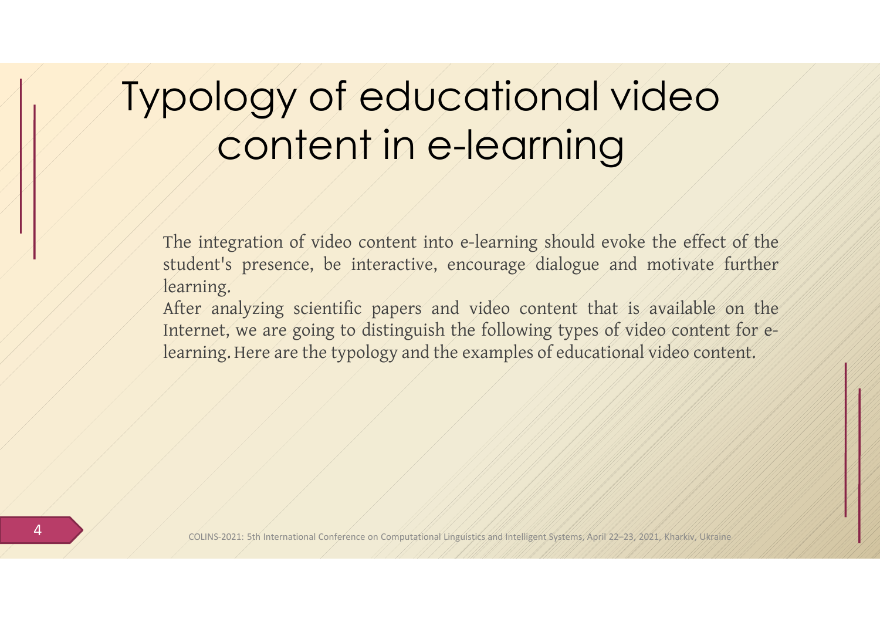# Typology of educational video content in e-learning

The integration of video content into e-learning should evoke the effect of the student's presence, be interactive, encourage dialogue and motivate further learning.

After analyzing scientific papers and video content that is available on the Internet, we are going to distinguish the following types of video content for e-learning. Here are the typology and the examples of educational video content.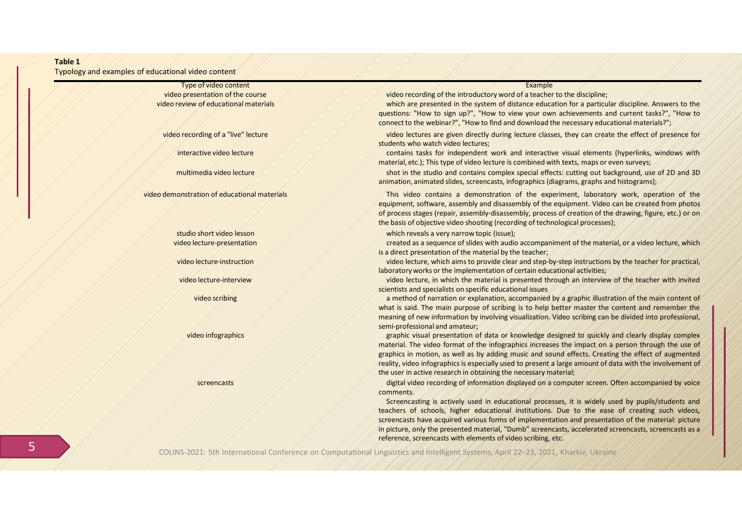**Table 1**
Typology and examples of educational video content

| Type of video content | Example |
|---|---|
| video presentation of the course | video recording of the introductory word of a teacher to the discipline; |
| video review of educational materials | which are presented in the system of distance education for a particular discipline. Answers to the questions: "How to sign up?", "How to view your own achievements and current tasks?", "How to connect to the webinar?", "How to find and download the necessary educational materials?"; |
| video recording of a "live" lecture | video lectures are given directly during lecture classes, they can create the effect of presence for students who watch video lectures; |
| interactive video lecture | contains tasks for independent work and interactive visual elements (hyperlinks, windows with material, etc.); This type of video lecture is combined with texts, maps or even surveys; |
| multimedia video lecture | shot in the studio and contains complex special effects: cutting out background, use of 2D and 3D animation, animated slides, screencasts, infographics (diagrams, graphs and histograms); |
| video demonstration of educational materials | This video contains a demonstration of the experiment, laboratory work, operation of the equipment, software, assembly and disassembly of the equipment. Video can be created from photos of process stages (repair, assembly-disassembly, process of creation of the drawing, figure, etc.) or on the basis of objective video shooting (recording of technological processes); |
| studio short video lesson | which reveals a very narrow topic (issue); |
| video lecture-presentation | created as a sequence of slides with audio accompaniment of the material, or a video lecture, which is a direct presentation of the material by the teacher; |
| video lecture-instruction | video lecture, which aims to provide clear and step-by-step instructions by the teacher for practical, laboratory works or the implementation of certain educational activities; |
| video lecture-interview | video lecture, in which the material is presented through an interview of the teacher with invited scientists and specialists on specific educational issues |
| video scribing | a method of narration or explanation, accompanied by a graphic illustration of the main content of what is said. The main purpose of scribing is to help better master the content and remember the meaning of new information by involving visualization. Video scribing can be divided into professional, semi-professional and amateur; |
| video infographics | graphic visual presentation of data or knowledge designed to quickly and clearly display complex material. The video format of the infographics increases the impact on a person through the use of graphics in motion, as well as by adding music and sound effects. Creating the effect of augmented reality, video infographics is especially used to present a large amount of data with the involvement of the user in active research in obtaining the necessary material; |
| screencasts | digital video recording of information displayed on a computer screen. Often accompanied by voice comments. Screencasting is actively used in educational processes, it is widely used by pupils/students and teachers of schools, higher educational institutions. Due to the ease of creating such videos, screencasts have acquired various forms of implementation and presentation of the material: picture in picture, only the presented material, "Dumb" screencasts, accelerated screencasts, screencasts as a reference, screencasts with elements of video scribing, etc. |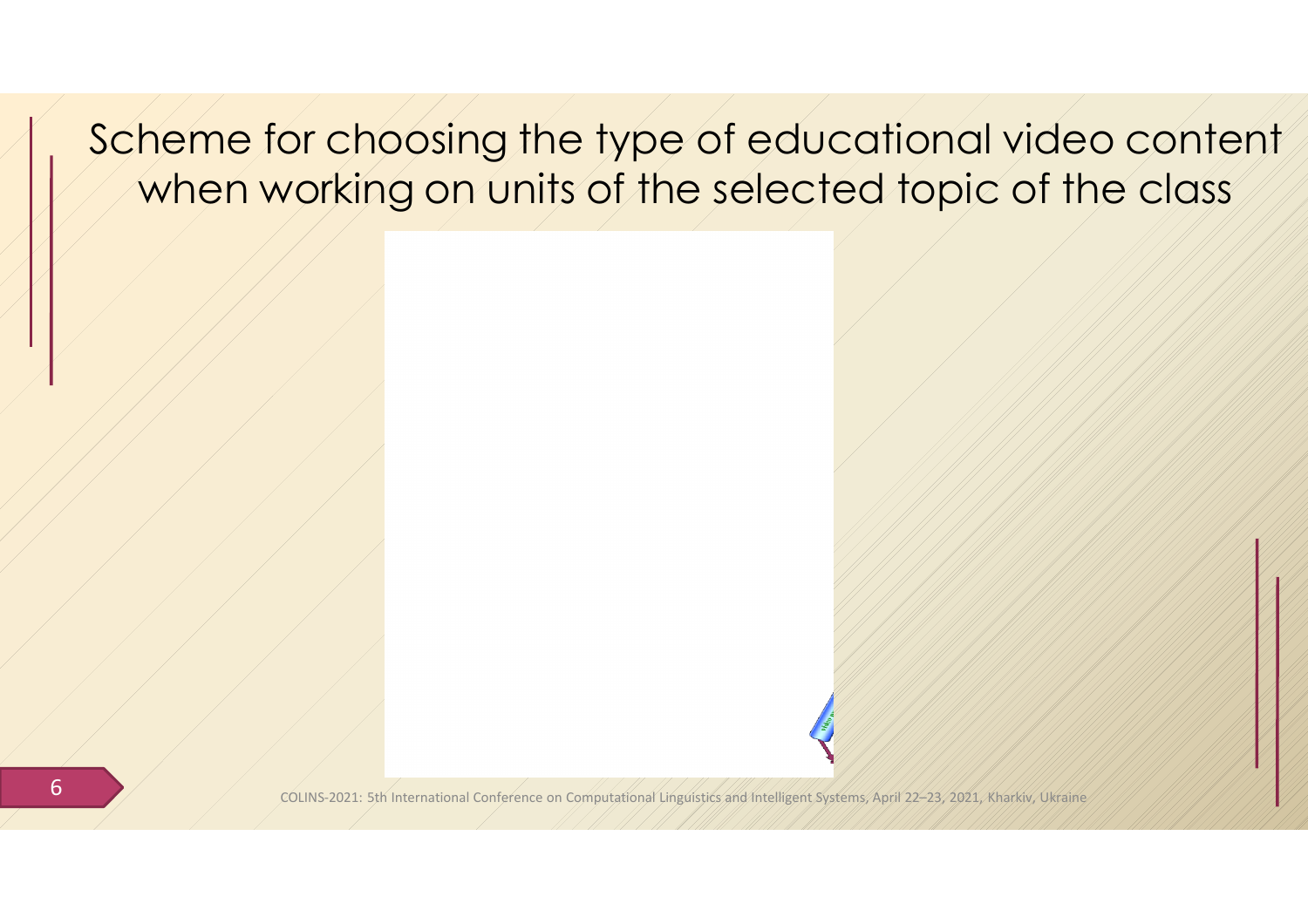# Scheme for choosing the type of educational video content when working on units of the selected topic of the class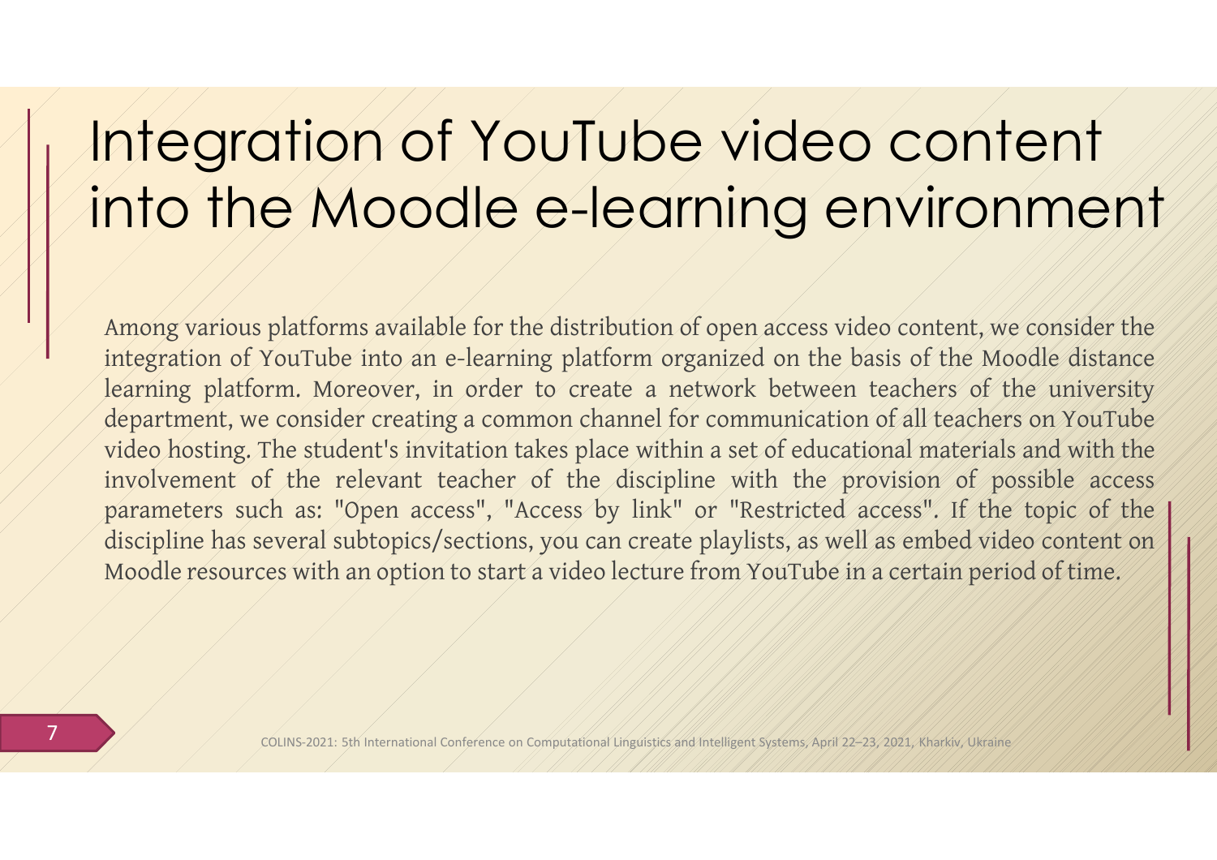# Integration of YouTube video content into the Moodle e-learning environment

Among various platforms available for the distribution of open access video content, we consider the integration of YouTube into an e-learning platform organized on the basis of the Moodle distance learning platform. Moreover, in order to create a network between teachers of the university department, we consider creating a common channel for communication of all teachers on YouTube video hosting. The student's invitation takes place within a set of educational materials and with the involvement of the relevant teacher of the discipline with the provision of possible access parameters such as: "Open access", "Access by link" or "Restricted access". If the topic of the discipline has several subtopics/sections, you can create playlists, as well as embed video content on Moodle resources with an option to start a video lecture from YouTube in a certain period of time.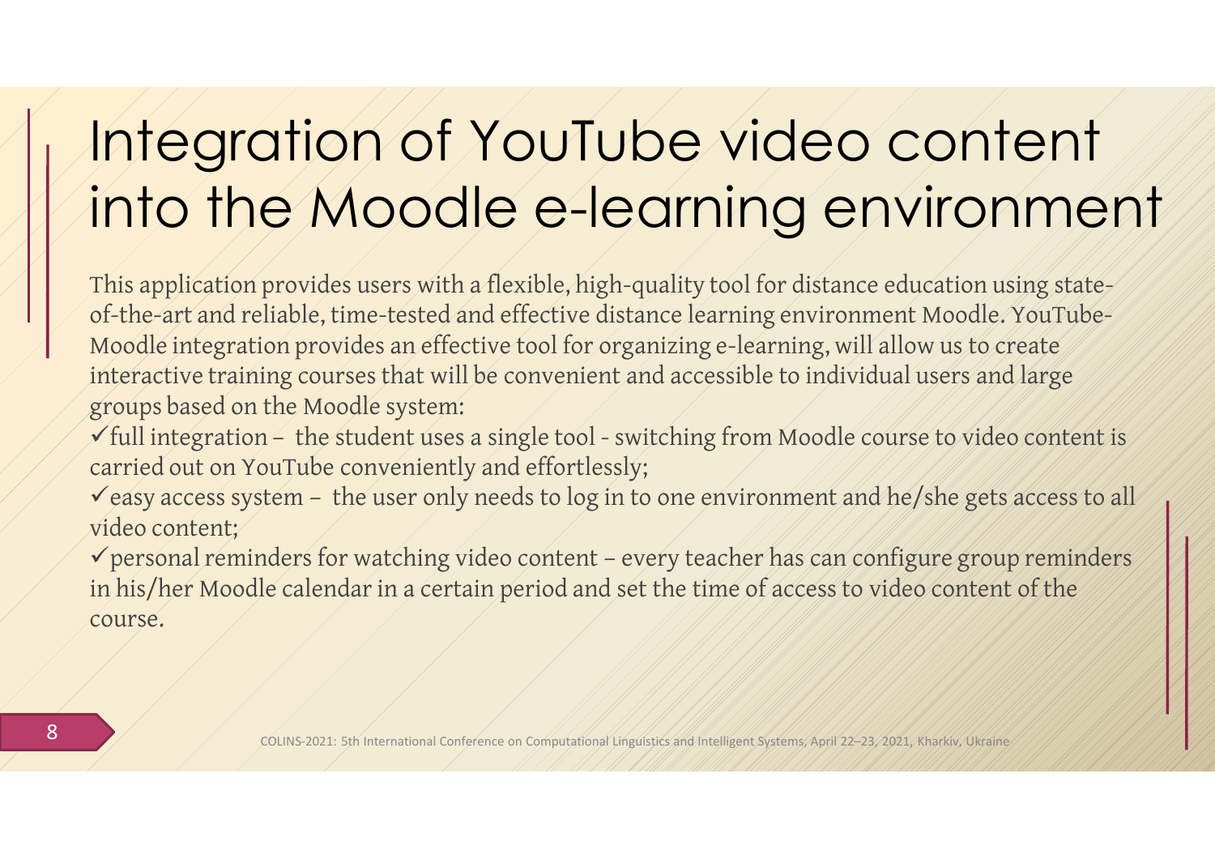# Integration of YouTube video content into the Moodle e-learning environment

This application provides users with a flexible, high-quality tool for distance education using state-of-the-art and reliable, time-tested and effective distance learning environment Moodle. YouTube-Moodle integration provides an effective tool for organizing e-learning, will allow us to create interactive training courses that will be convenient and accessible to individual users and large groups based on the Moodle system:

✓full integration – the student uses a single tool - switching from Moodle course to video content is carried out on YouTube conveniently and effortlessly;

✓easy access system – the user only needs to log in to one environment and he/she gets access to all video content;

✓personal reminders for watching video content – every teacher has can configure group reminders in his/her Moodle calendar in a certain period and set the time of access to video content of the course.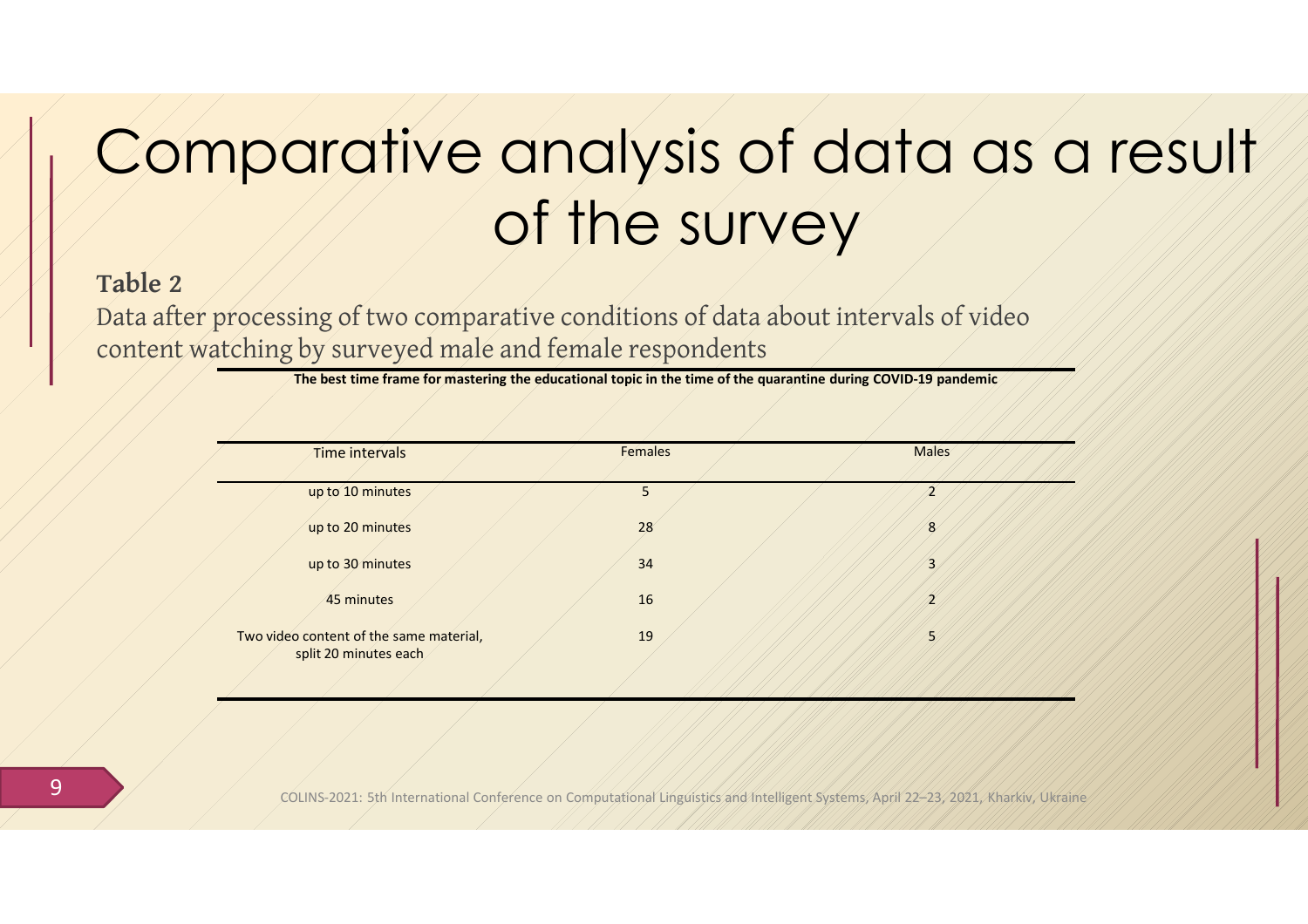# Comparative analysis of data as a result of the survey

**Table 2**

Data after processing of two comparative conditions of data about intervals of video content watching by surveyed male and female respondents

**The best time frame for mastering the educational topic in the time of the quarantine during COVID-19 pandemic**

| Time intervals | Females | Males |
|---|---|---|
| up to 10 minutes | 5 | 2 |
| up to 20 minutes | 28 | 8 |
| up to 30 minutes | 34 | 3 |
| 45 minutes | 16 | 2 |
| Two video content of the same material, split 20 minutes each | 19 | 5 |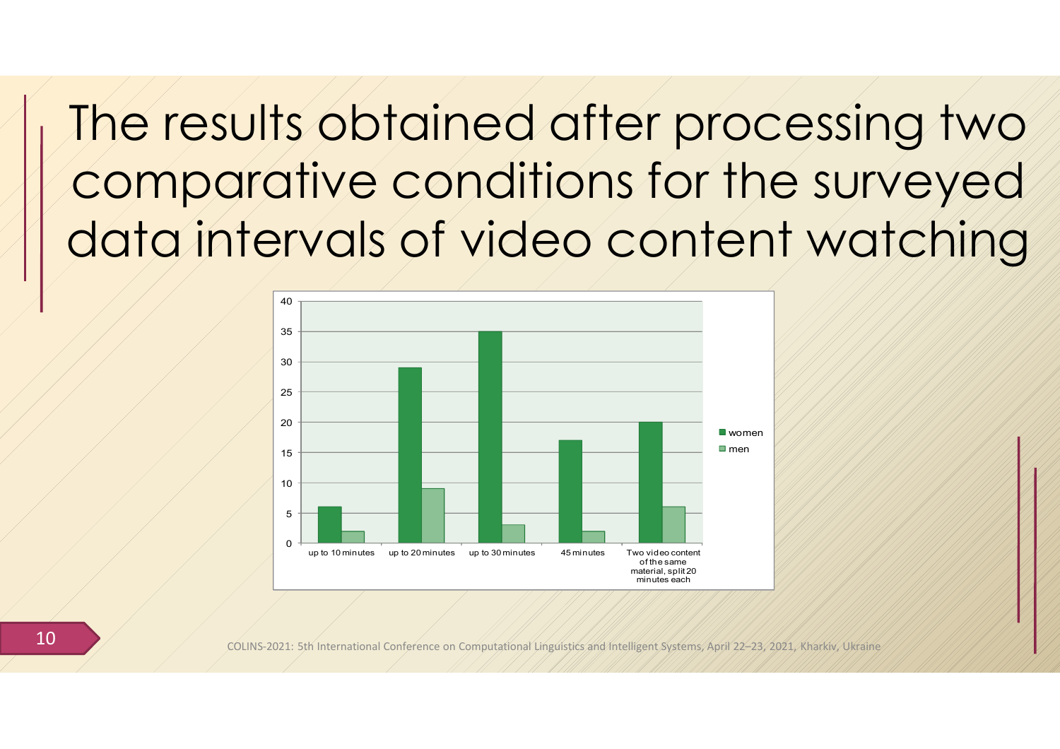# The results obtained after processing two comparative conditions for the surveyed data intervals of video content watching

| | women | men |
|---|---|---|
| up to 10 minutes | 6 | 2 |
| up to 20 minutes | 29 | 9 |
| up to 30 minutes | 35 | 3 |
| 45 minutes | 17 | 2 |
| Two video content of the same material, split 20 minutes each | 20 | 6 |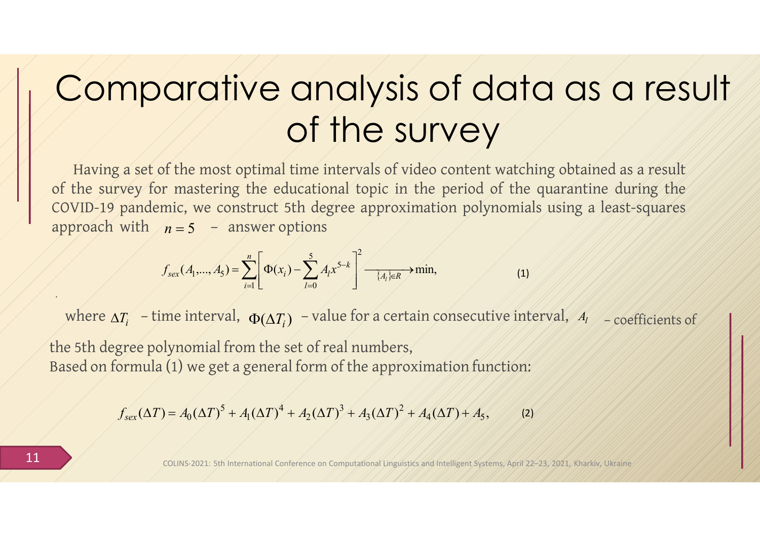# Comparative analysis of data as a result of the survey

Having a set of the most optimal time intervals of video content watching obtained as a result of the survey for mastering the educational topic in the period of the quarantine during the COVID-19 pandemic, we construct 5th degree approximation polynomials using a least-squares approach with $n = 5$ – answer options

$$f_{sex}(A_1,...,A_5) = \sum_{i=1}^{n}\left[\Phi(x_i) - \sum_{l=0}^{5} A_l x^{5-k}\right]^2 \xrightarrow[\{A_l\}\in R]{} \min, \quad (1)$$

where $\Delta T_i$ – time interval, $\Phi(\Delta T_i)$ – value for a certain consecutive interval, $A_l$ – coefficients of the 5th degree polynomial from the set of real numbers,

Based on formula (1) we get a general form of the approximation function:

$$f_{sex}(\Delta T) = A_0(\Delta T)^5 + A_1(\Delta T)^4 + A_2(\Delta T)^3 + A_3(\Delta T)^2 + A_4(\Delta T) + A_5, \quad (2)$$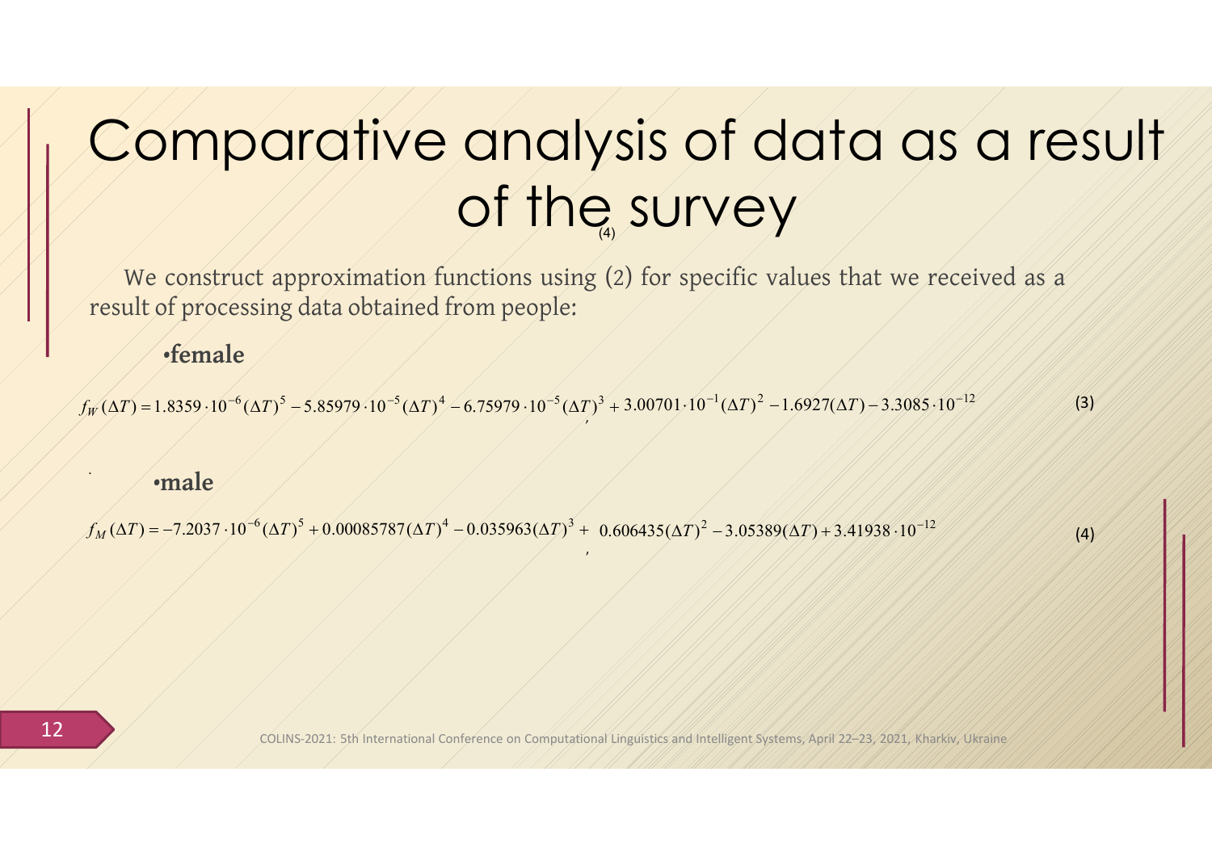# Comparative analysis of data as a result of the survey

We construct approximation functions using (2) for specific values that we received as a result of processing data obtained from people:

- **female**

$$f_W(\Delta T) = 1.8359 \cdot 10^{-6}(\Delta T)^5 - 5.85979 \cdot 10^{-5}(\Delta T)^4 - 6.75979 \cdot 10^{-5}(\Delta T)^3 + 3.00701 \cdot 10^{-1}(\Delta T)^2 - 1.6927(\Delta T) - 3.3085 \cdot 10^{-12} \quad (3)$$

- **male**

$$f_M(\Delta T) = -7.2037 \cdot 10^{-6}(\Delta T)^5 + 0.00085787(\Delta T)^4 - 0.035963(\Delta T)^3 + 0.606435(\Delta T)^2 - 3.05389(\Delta T) + 3.41938 \cdot 10^{-12} \quad (4)$$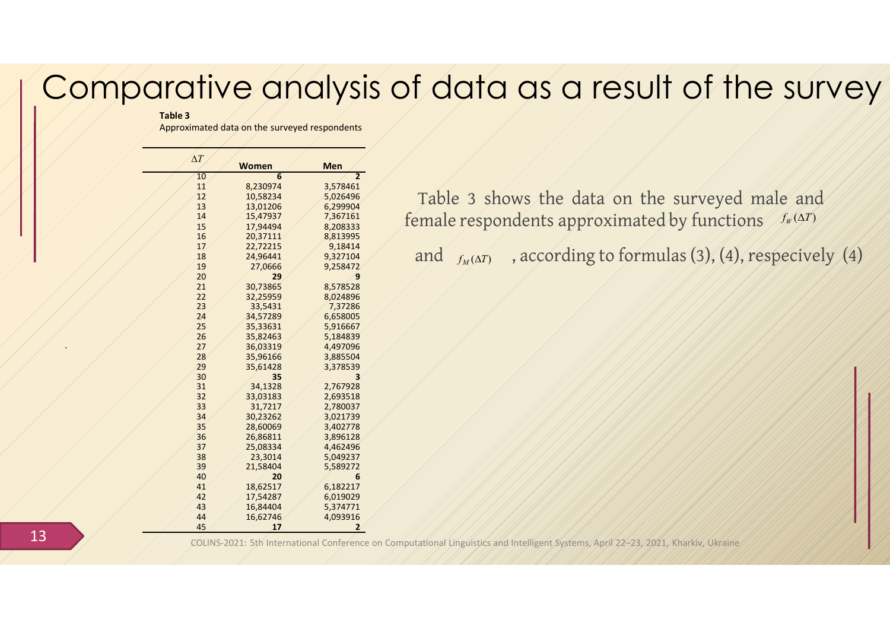# Comparative analysis of data as a result of the survey

**Table 3**
Approximated data on the surveyed respondents

| $\Delta T$ | Women | Men |
|---|---|---|
| 10 | **6** | **2** |
| 11 | 8,230974 | 3,578461 |
| 12 | 10,58234 | 5,026496 |
| 13 | 13,01206 | 6,299904 |
| 14 | 15,47937 | 7,367161 |
| 15 | 17,94494 | 8,208333 |
| 16 | 20,37111 | 8,813995 |
| 17 | 22,72215 | 9,18414 |
| 18 | 24,96441 | 9,327104 |
| 19 | 27,0666 | 9,258472 |
| 20 | **29** | **9** |
| 21 | 30,73865 | 8,578528 |
| 22 | 32,25959 | 8,024896 |
| 23 | 33,5431 | 7,37286 |
| 24 | 34,57289 | 6,658005 |
| 25 | 35,33631 | 5,916667 |
| 26 | 35,82463 | 5,184839 |
| 27 | 36,03319 | 4,497096 |
| 28 | 35,96166 | 3,885504 |
| 29 | 35,61428 | 3,378539 |
| 30 | **35** | **3** |
| 31 | 34,1328 | 2,767928 |
| 32 | 33,03183 | 2,693518 |
| 33 | 31,7217 | 2,780037 |
| 34 | 30,23262 | 3,021739 |
| 35 | 28,60069 | 3,402778 |
| 36 | 26,86811 | 3,896128 |
| 37 | 25,08334 | 4,462496 |
| 38 | 23,3014 | 5,049237 |
| 39 | 21,58404 | 5,589272 |
| 40 | **20** | **6** |
| 41 | 18,62517 | 6,182217 |
| 42 | 17,54287 | 6,019029 |
| 43 | 16,84404 | 5,374771 |
| 44 | 16,62746 | 4,093916 |
| 45 | **17** | **2** |

Table 3 shows the data on the surveyed male and female respondents approximated by functions $f_W(\Delta T)$ and $f_M(\Delta T)$, according to formulas (3), (4), respecively (4)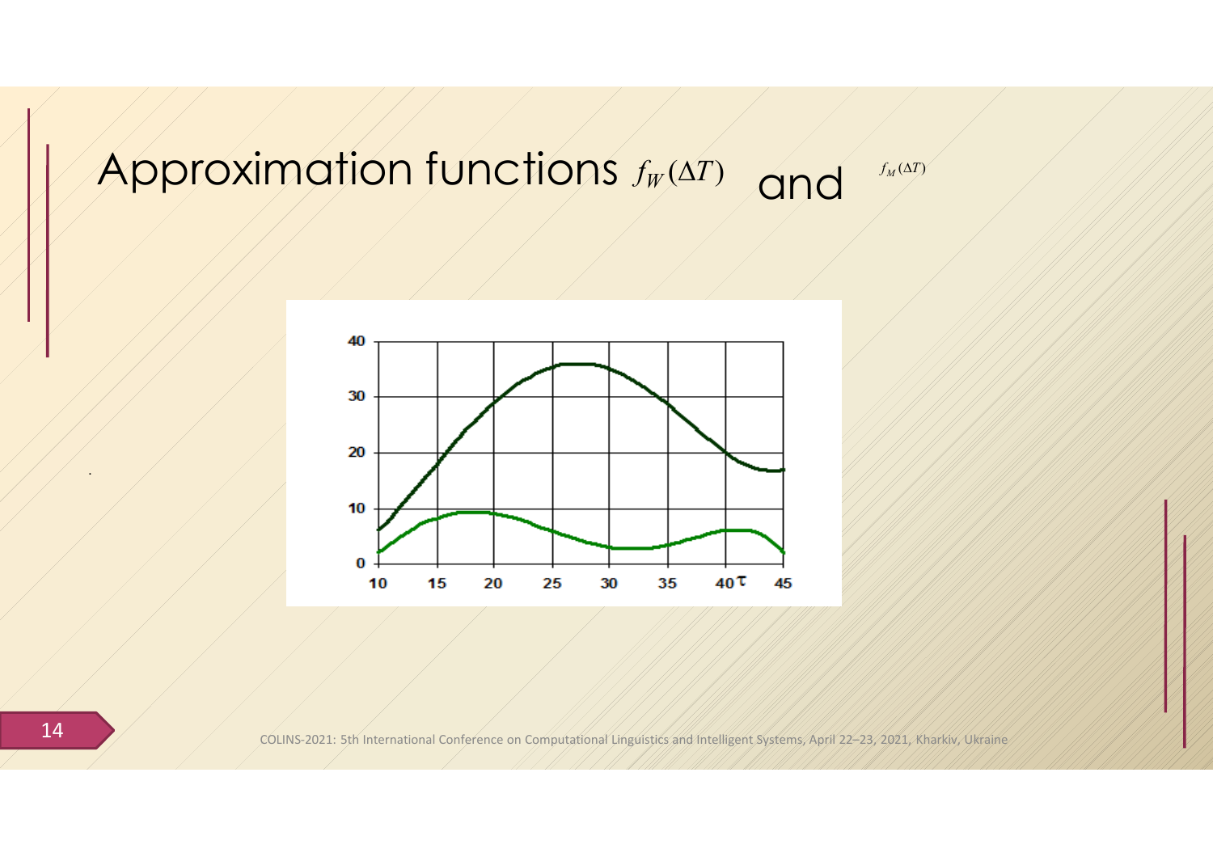# Approximation functions $f_W(\Delta T)$ and $f_M(\Delta T)$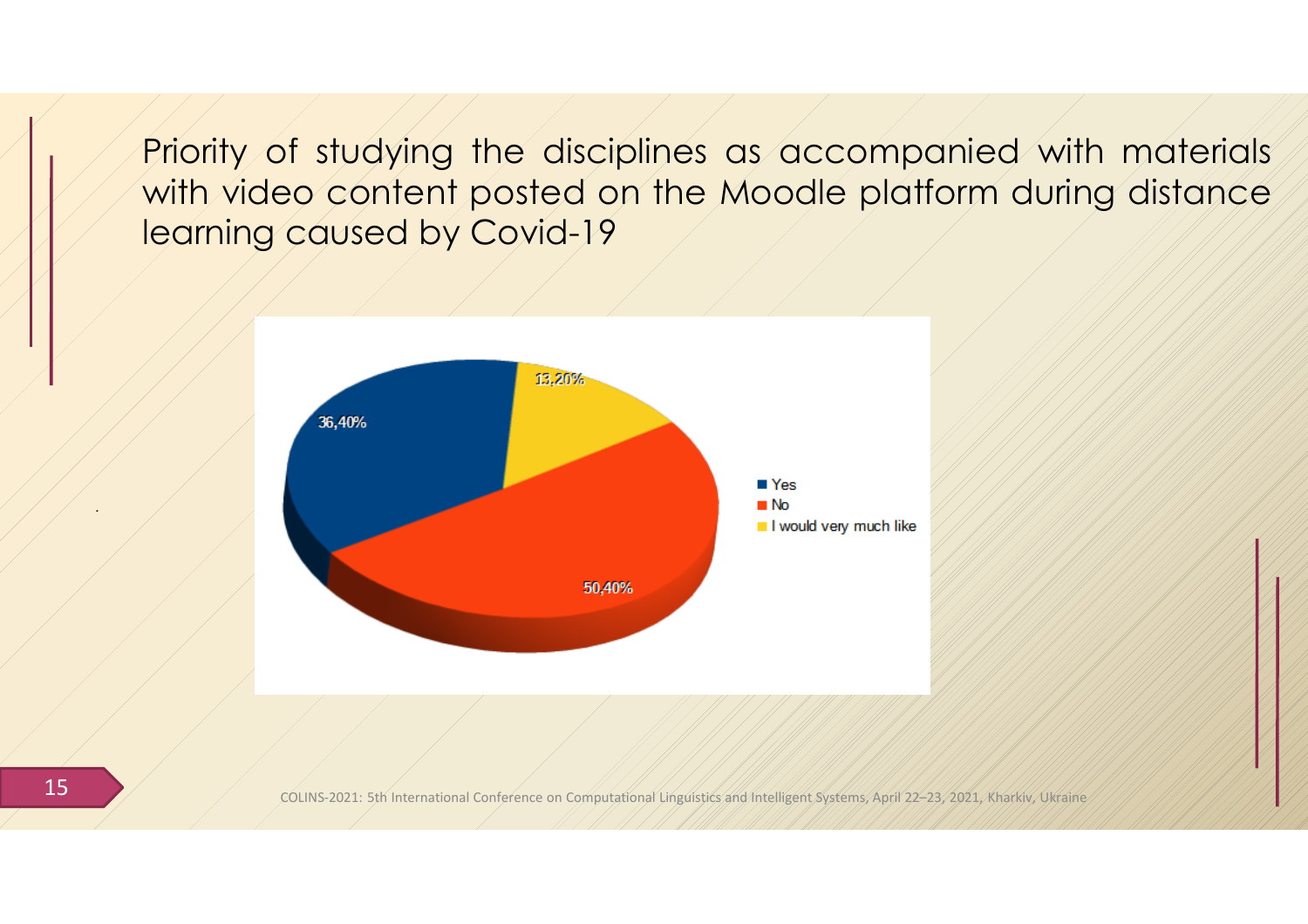Priority of studying the disciplines as accompanied with materials with video content posted on the Moodle platform during distance learning caused by Covid-19

| Response | Share |
| --- | --- |
| Yes | 36,40% |
| No | 50,40% |
| I would very much like | 13,20% |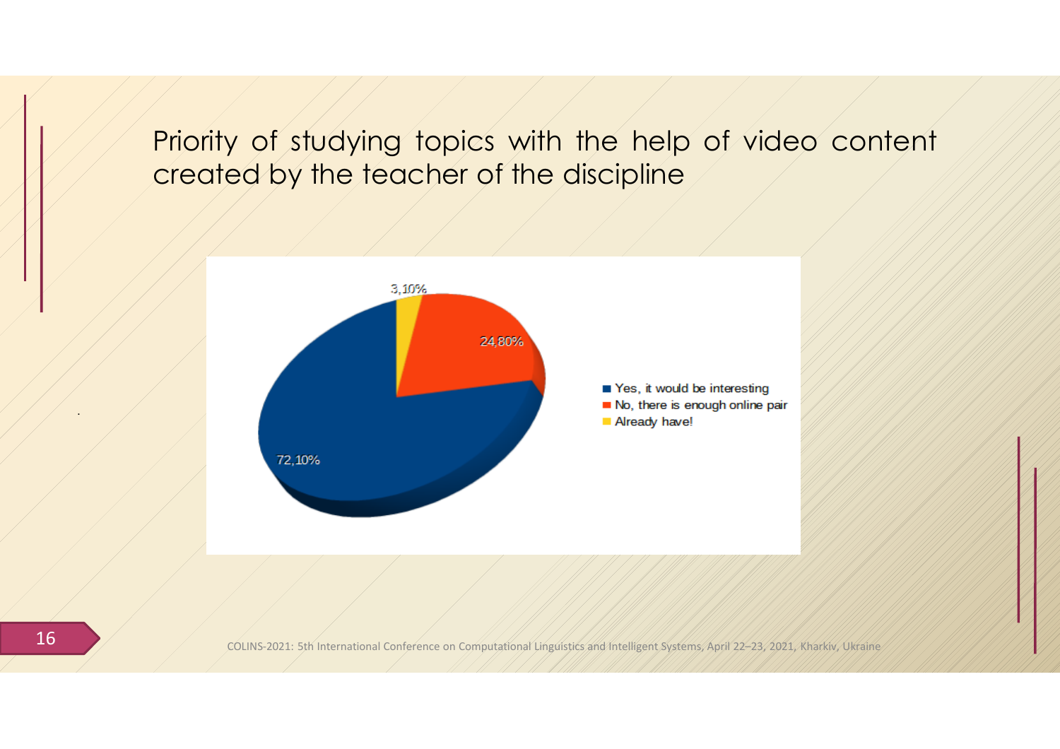# Priority of studying topics with the help of video content created by the teacher of the discipline

- Yes, it would be interesting — 72,10%
- No, there is enough online pair — 24,80%
- Already have! — 3,10%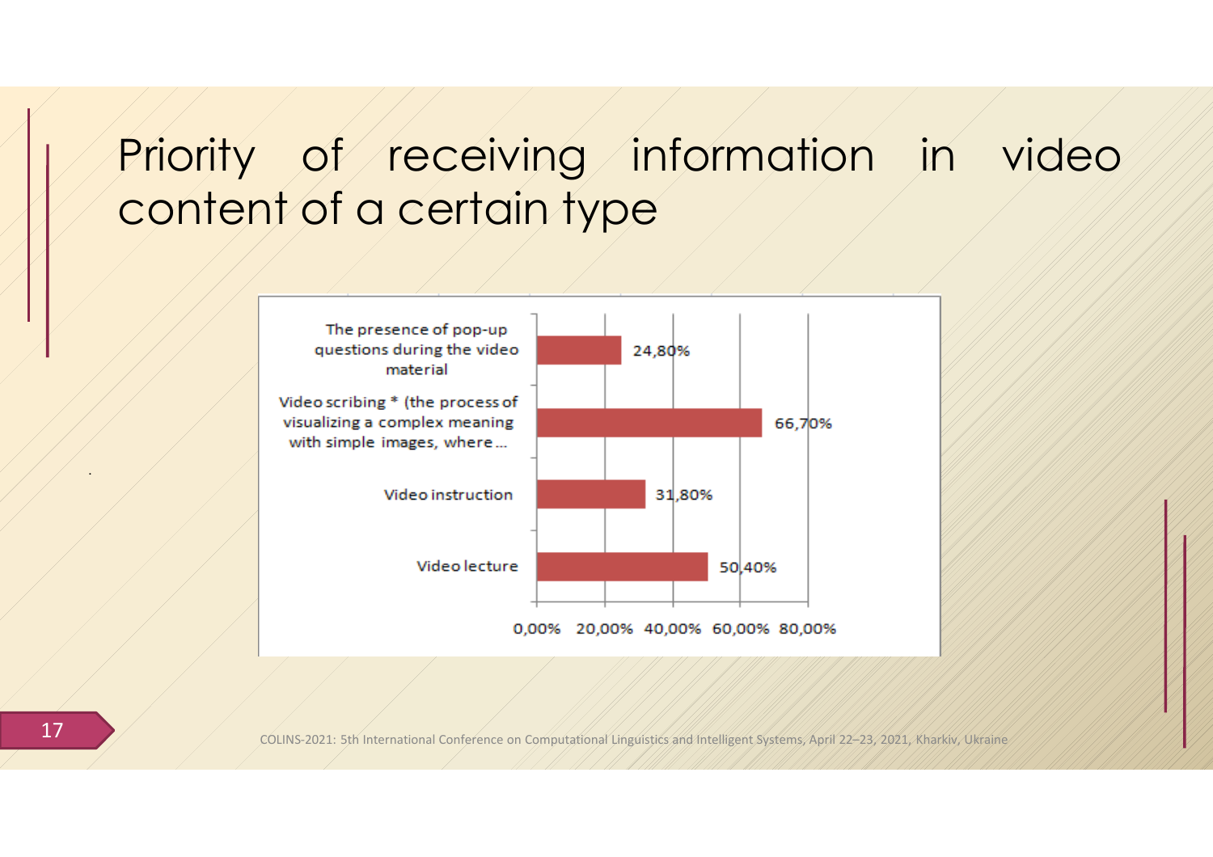# Priority of receiving information in video content of a certain type

| Type | Percentage |
| --- | --- |
| The presence of pop-up questions during the video material | 24,80% |
| Video scribing * (the process of visualizing a complex meaning with simple images, where ... | 66,70% |
| Video instruction | 31,80% |
| Video lecture | 50,40% |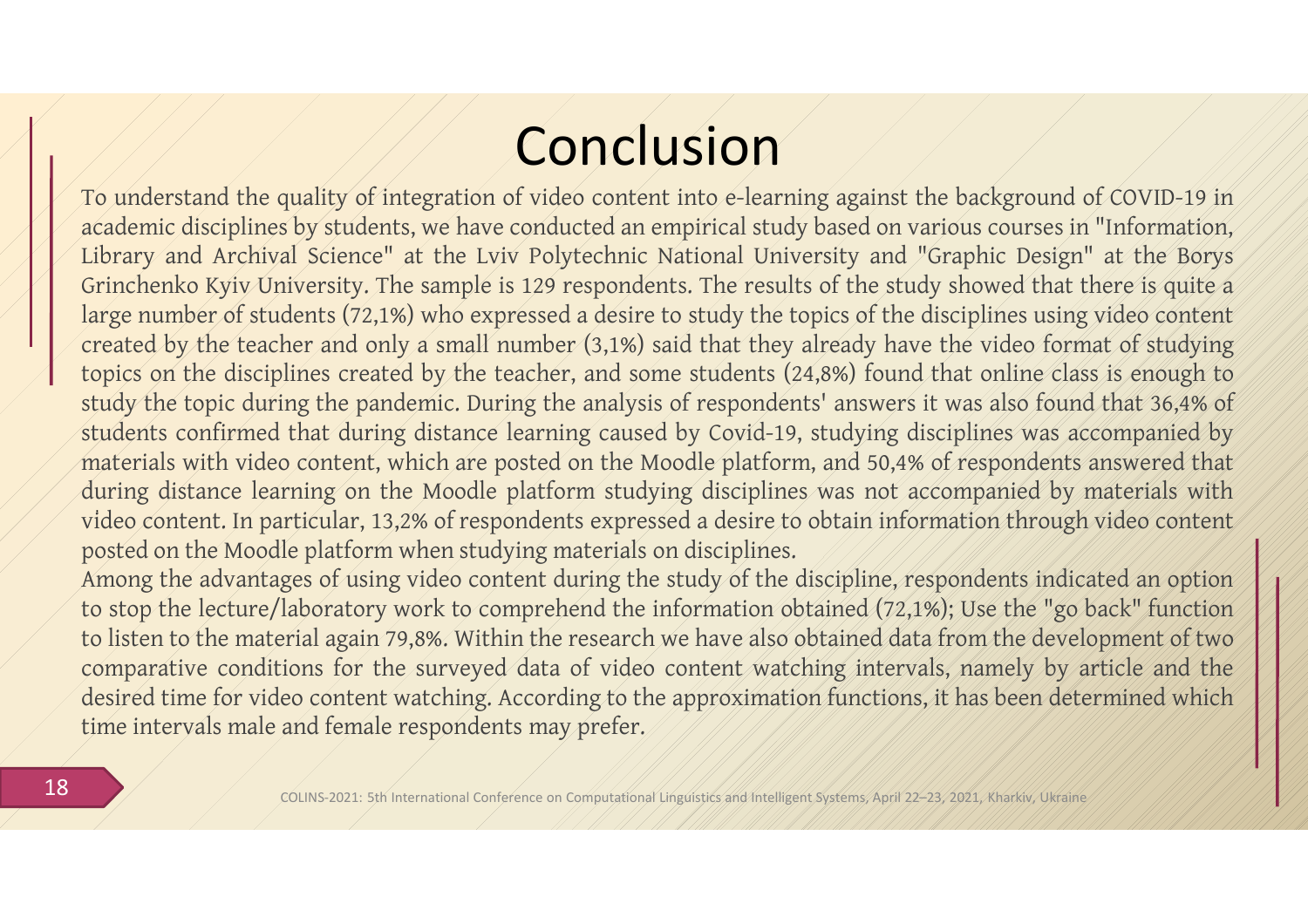# Conclusion

To understand the quality of integration of video content into e-learning against the background of COVID-19 in academic disciplines by students, we have conducted an empirical study based on various courses in "Information, Library and Archival Science" at the Lviv Polytechnic National University and "Graphic Design" at the Borys Grinchenko Kyiv University. The sample is 129 respondents. The results of the study showed that there is quite a large number of students (72,1%) who expressed a desire to study the topics of the disciplines using video content created by the teacher and only a small number (3,1%) said that they already have the video format of studying topics on the disciplines created by the teacher, and some students (24,8%) found that online class is enough to study the topic during the pandemic. During the analysis of respondents' answers it was also found that 36,4% of students confirmed that during distance learning caused by Covid-19, studying disciplines was accompanied by materials with video content, which are posted on the Moodle platform, and 50,4% of respondents answered that during distance learning on the Moodle platform studying disciplines was not accompanied by materials with video content. In particular, 13,2% of respondents expressed a desire to obtain information through video content posted on the Moodle platform when studying materials on disciplines.

Among the advantages of using video content during the study of the discipline, respondents indicated an option to stop the lecture/laboratory work to comprehend the information obtained (72,1%); Use the "go back" function to listen to the material again 79,8%. Within the research we have also obtained data from the development of two comparative conditions for the surveyed data of video content watching intervals, namely by article and the desired time for video content watching. According to the approximation functions, it has been determined which time intervals male and female respondents may prefer.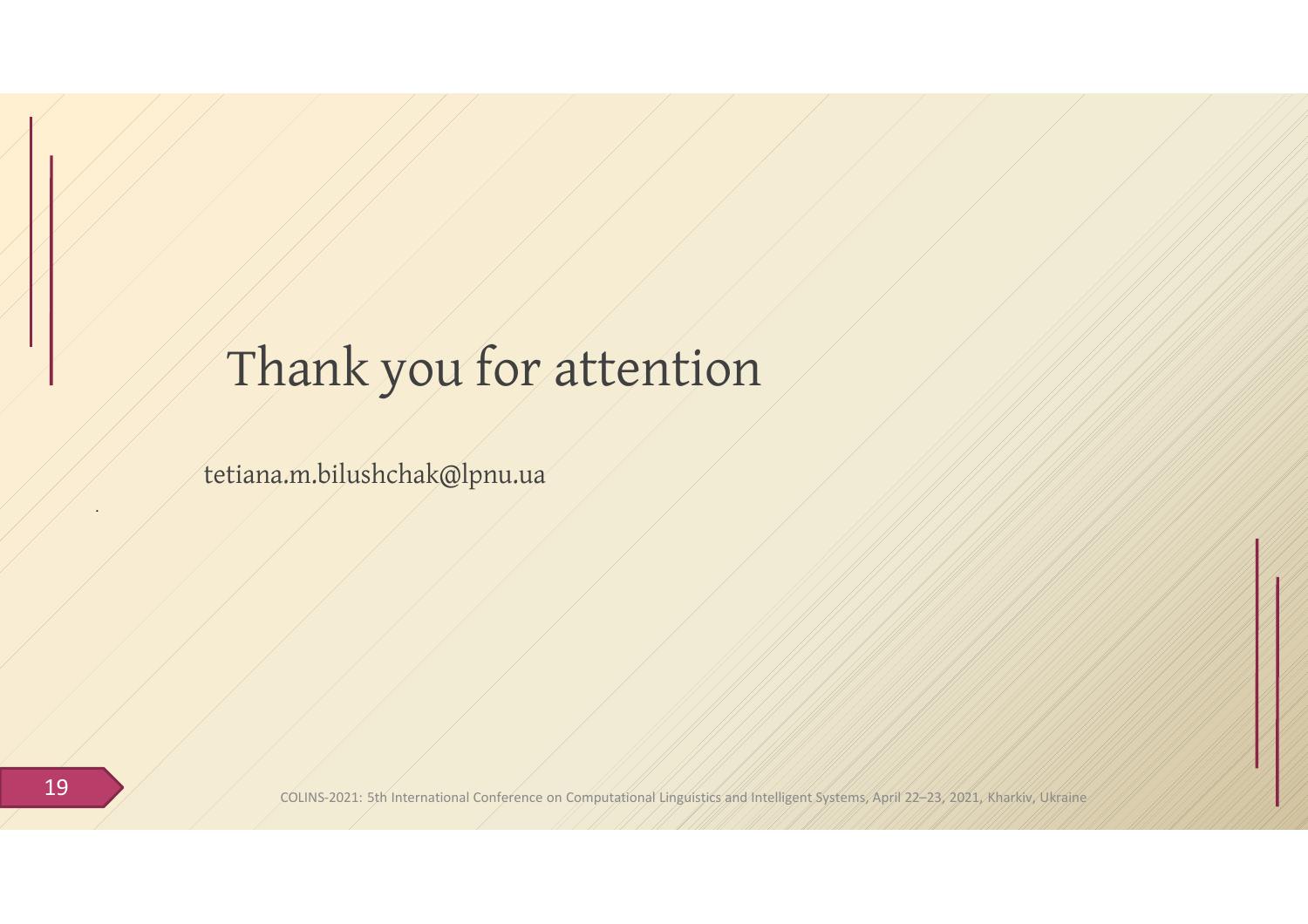# Thank you for attention

tetiana.m.bilushchak@lpnu.ua